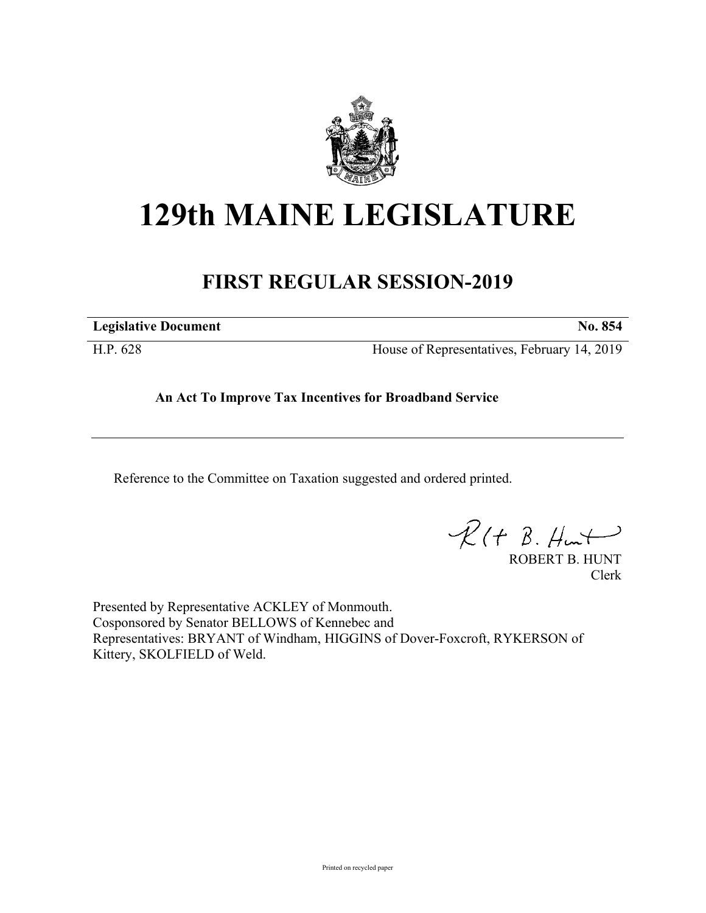# 129th MAINE LEGISLATURE

## FIRST REGULAR SESSION-2019

| **Legislative Document** | **No. 854** |
| --- | --- |
| H.P. 628 | House of Representatives, February 14, 2019 |

**An Act To Improve Tax Incentives for Broadband Service**

Reference to the Committee on Taxation suggested and ordered printed.

ROBERT B. HUNT
Clerk

Presented by Representative ACKLEY of Monmouth.
Cosponsored by Senator BELLOWS of Kennebec and
Representatives: BRYANT of Windham, HIGGINS of Dover-Foxcroft, RYKERSON of Kittery, SKOLFIELD of Weld.

Printed on recycled paper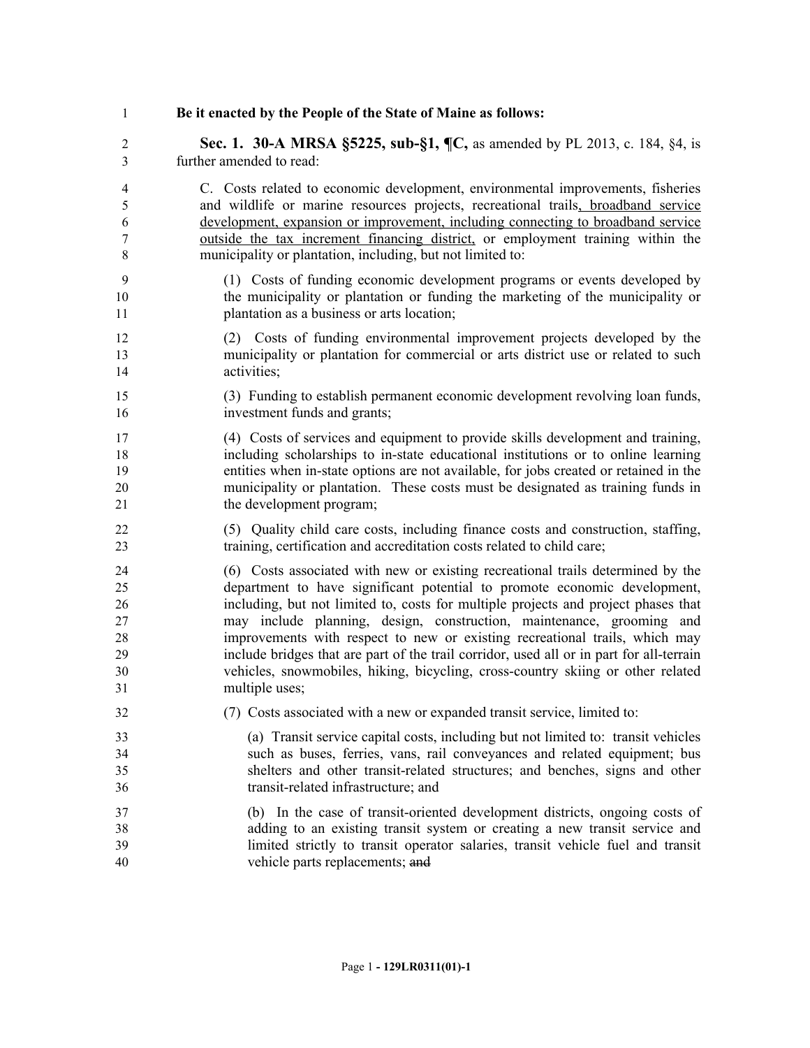**Be it enacted by the People of the State of Maine as follows:**

**Sec. 1. 30-A MRSA §5225, sub-§1, ¶C,** as amended by PL 2013, c. 184, §4, is further amended to read:

C. Costs related to economic development, environmental improvements, fisheries and wildlife or marine resources projects, recreational trails, broadband service development, expansion or improvement, including connecting to broadband service outside the tax increment financing district, or employment training within the municipality or plantation, including, but not limited to:

(1) Costs of funding economic development programs or events developed by the municipality or plantation or funding the marketing of the municipality or plantation as a business or arts location;

(2) Costs of funding environmental improvement projects developed by the municipality or plantation for commercial or arts district use or related to such activities;

(3) Funding to establish permanent economic development revolving loan funds, investment funds and grants;

(4) Costs of services and equipment to provide skills development and training, including scholarships to in-state educational institutions or to online learning entities when in-state options are not available, for jobs created or retained in the municipality or plantation. These costs must be designated as training funds in the development program;

(5) Quality child care costs, including finance costs and construction, staffing, training, certification and accreditation costs related to child care;

(6) Costs associated with new or existing recreational trails determined by the department to have significant potential to promote economic development, including, but not limited to, costs for multiple projects and project phases that may include planning, design, construction, maintenance, grooming and improvements with respect to new or existing recreational trails, which may include bridges that are part of the trail corridor, used all or in part for all-terrain vehicles, snowmobiles, hiking, bicycling, cross-country skiing or other related multiple uses;

(7) Costs associated with a new or expanded transit service, limited to:

(a) Transit service capital costs, including but not limited to: transit vehicles such as buses, ferries, vans, rail conveyances and related equipment; bus shelters and other transit-related structures; and benches, signs and other transit-related infrastructure; and

(b) In the case of transit-oriented development districts, ongoing costs of adding to an existing transit system or creating a new transit service and limited strictly to transit operator salaries, transit vehicle fuel and transit vehicle parts replacements; ~~and~~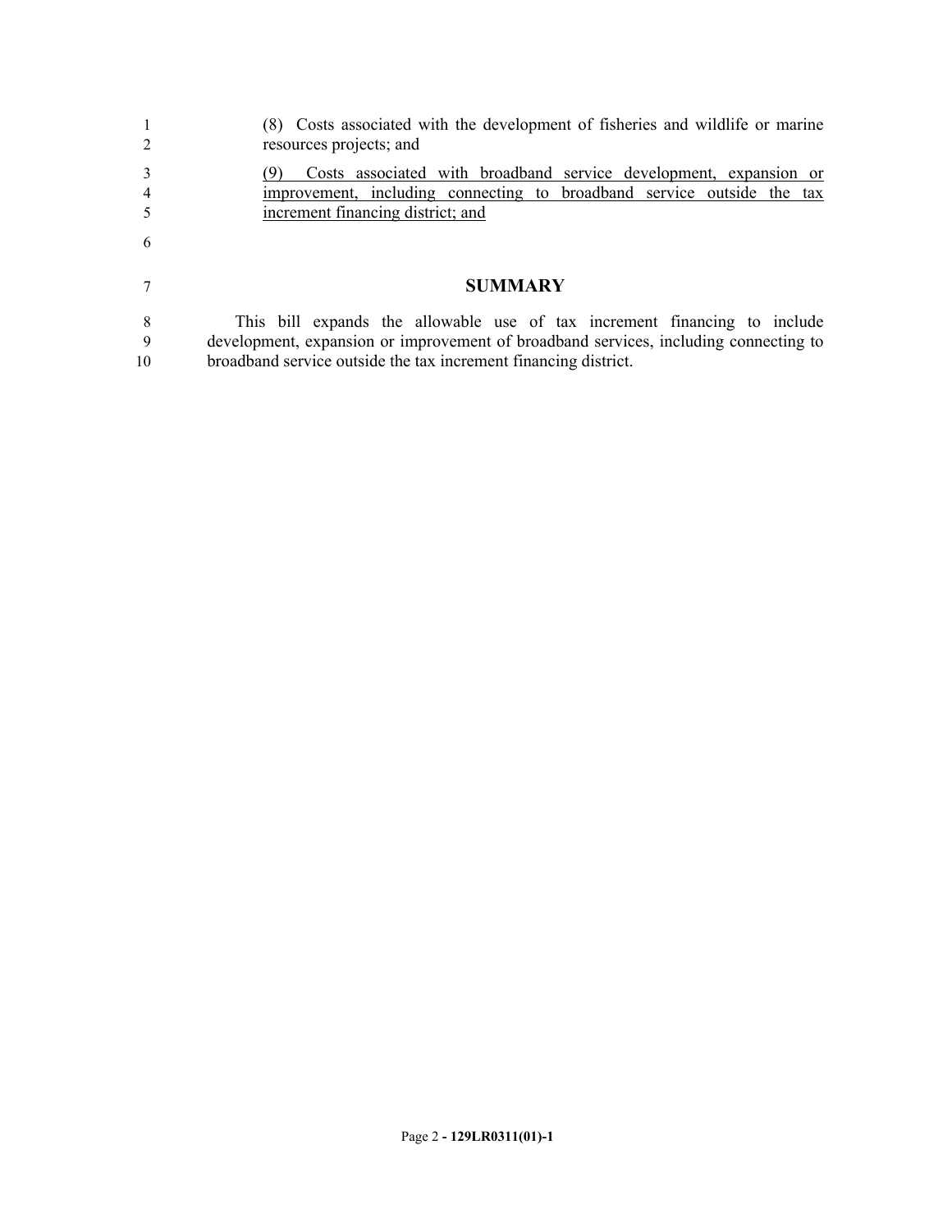(8) Costs associated with the development of fisheries and wildlife or marine resources projects; and

<u>(9) Costs associated with broadband service development, expansion or improvement, including connecting to broadband service outside the tax increment financing district; and</u>

## SUMMARY

This bill expands the allowable use of tax increment financing to include development, expansion or improvement of broadband services, including connecting to broadband service outside the tax increment financing district.